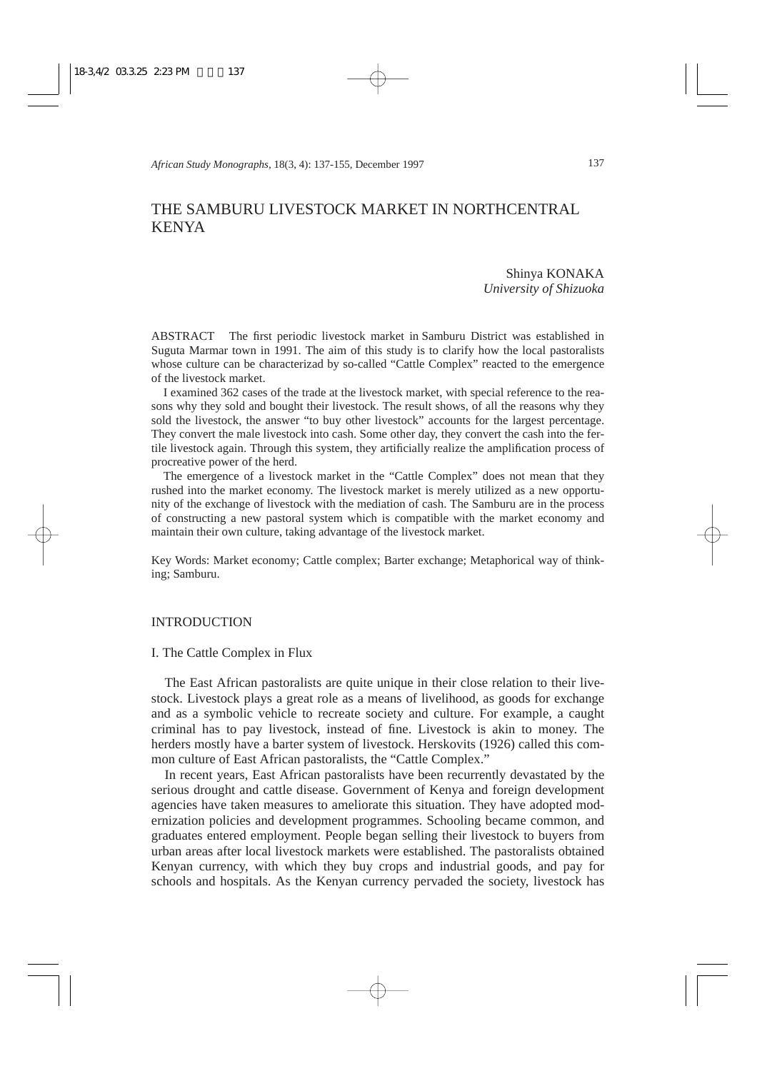# THE SAMBURU LIVESTOCK MARKET IN NORTHCENTRAL KENYA

Shinya KONAKA
*University of Shizuoka*

ABSTRACT The first periodic livestock market in Samburu District was established in Suguta Marmar town in 1991. The aim of this study is to clarify how the local pastoralists whose culture can be characterizad by so-called "Cattle Complex" reacted to the emergence of the livestock market.

I examined 362 cases of the trade at the livestock market, with special reference to the reasons why they sold and bought their livestock. The result shows, of all the reasons why they sold the livestock, the answer "to buy other livestock" accounts for the largest percentage. They convert the male livestock into cash. Some other day, they convert the cash into the fertile livestock again. Through this system, they artificially realize the amplification process of procreative power of the herd.

The emergence of a livestock market in the "Cattle Complex" does not mean that they rushed into the market economy. The livestock market is merely utilized as a new opportunity of the exchange of livestock with the mediation of cash. The Samburu are in the process of constructing a new pastoral system which is compatible with the market economy and maintain their own culture, taking advantage of the livestock market.

Key Words: Market economy; Cattle complex; Barter exchange; Metaphorical way of thinking; Samburu.

## INTRODUCTION

### I. The Cattle Complex in Flux

The East African pastoralists are quite unique in their close relation to their livestock. Livestock plays a great role as a means of livelihood, as goods for exchange and as a symbolic vehicle to recreate society and culture. For example, a caught criminal has to pay livestock, instead of fine. Livestock is akin to money. The herders mostly have a barter system of livestock. Herskovits (1926) called this common culture of East African pastoralists, the "Cattle Complex."

In recent years, East African pastoralists have been recurrently devastated by the serious drought and cattle disease. Government of Kenya and foreign development agencies have taken measures to ameliorate this situation. They have adopted modernization policies and development programmes. Schooling became common, and graduates entered employment. People began selling their livestock to buyers from urban areas after local livestock markets were established. The pastoralists obtained Kenyan currency, with which they buy crops and industrial goods, and pay for schools and hospitals. As the Kenyan currency pervaded the society, livestock has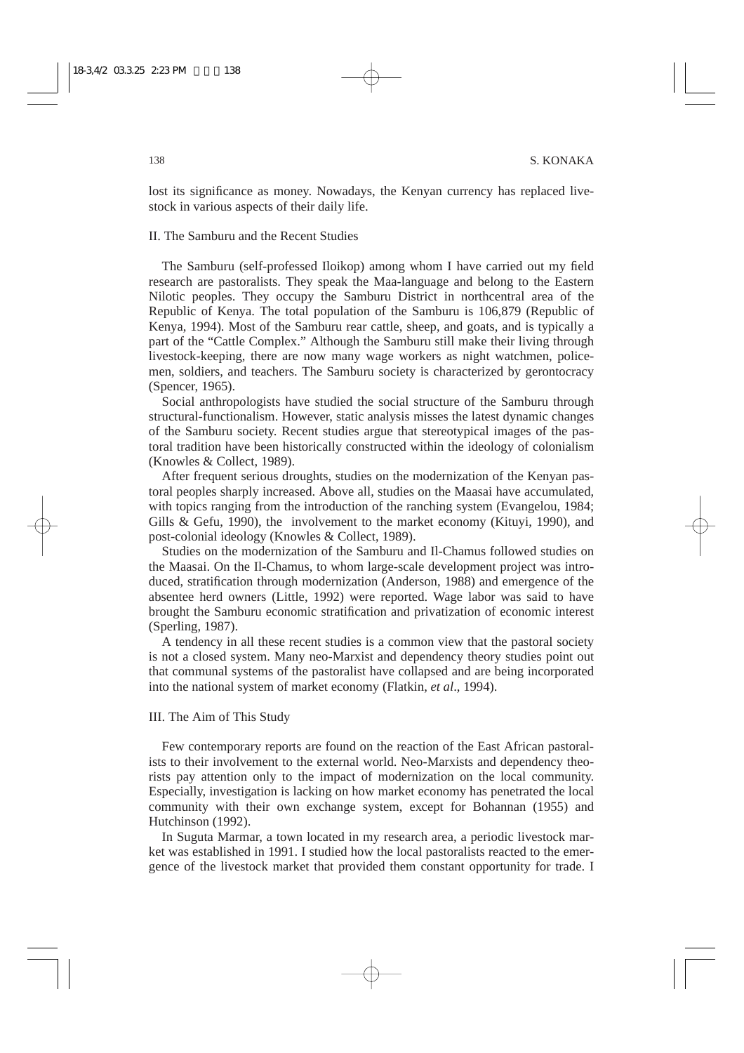lost its significance as money. Nowadays, the Kenyan currency has replaced livestock in various aspects of their daily life.

## II. The Samburu and the Recent Studies

The Samburu (self-professed Iloikop) among whom I have carried out my field research are pastoralists. They speak the Maa-language and belong to the Eastern Nilotic peoples. They occupy the Samburu District in northcentral area of the Republic of Kenya. The total population of the Samburu is 106,879 (Republic of Kenya, 1994). Most of the Samburu rear cattle, sheep, and goats, and is typically a part of the "Cattle Complex." Although the Samburu still make their living through livestock-keeping, there are now many wage workers as night watchmen, policemen, soldiers, and teachers. The Samburu society is characterized by gerontocracy (Spencer, 1965).

Social anthropologists have studied the social structure of the Samburu through structural-functionalism. However, static analysis misses the latest dynamic changes of the Samburu society. Recent studies argue that stereotypical images of the pastoral tradition have been historically constructed within the ideology of colonialism (Knowles & Collect, 1989).

After frequent serious droughts, studies on the modernization of the Kenyan pastoral peoples sharply increased. Above all, studies on the Maasai have accumulated, with topics ranging from the introduction of the ranching system (Evangelou, 1984; Gills & Gefu, 1990), the involvement to the market economy (Kituyi, 1990), and post-colonial ideology (Knowles & Collect, 1989).

Studies on the modernization of the Samburu and Il-Chamus followed studies on the Maasai. On the Il-Chamus, to whom large-scale development project was introduced, stratification through modernization (Anderson, 1988) and emergence of the absentee herd owners (Little, 1992) were reported. Wage labor was said to have brought the Samburu economic stratification and privatization of economic interest (Sperling, 1987).

A tendency in all these recent studies is a common view that the pastoral society is not a closed system. Many neo-Marxist and dependency theory studies point out that communal systems of the pastoralist have collapsed and are being incorporated into the national system of market economy (Flatkin, *et al*., 1994).

## III. The Aim of This Study

Few contemporary reports are found on the reaction of the East African pastoralists to their involvement to the external world. Neo-Marxists and dependency theorists pay attention only to the impact of modernization on the local community. Especially, investigation is lacking on how market economy has penetrated the local community with their own exchange system, except for Bohannan (1955) and Hutchinson (1992).

In Suguta Marmar, a town located in my research area, a periodic livestock market was established in 1991. I studied how the local pastoralists reacted to the emergence of the livestock market that provided them constant opportunity for trade. I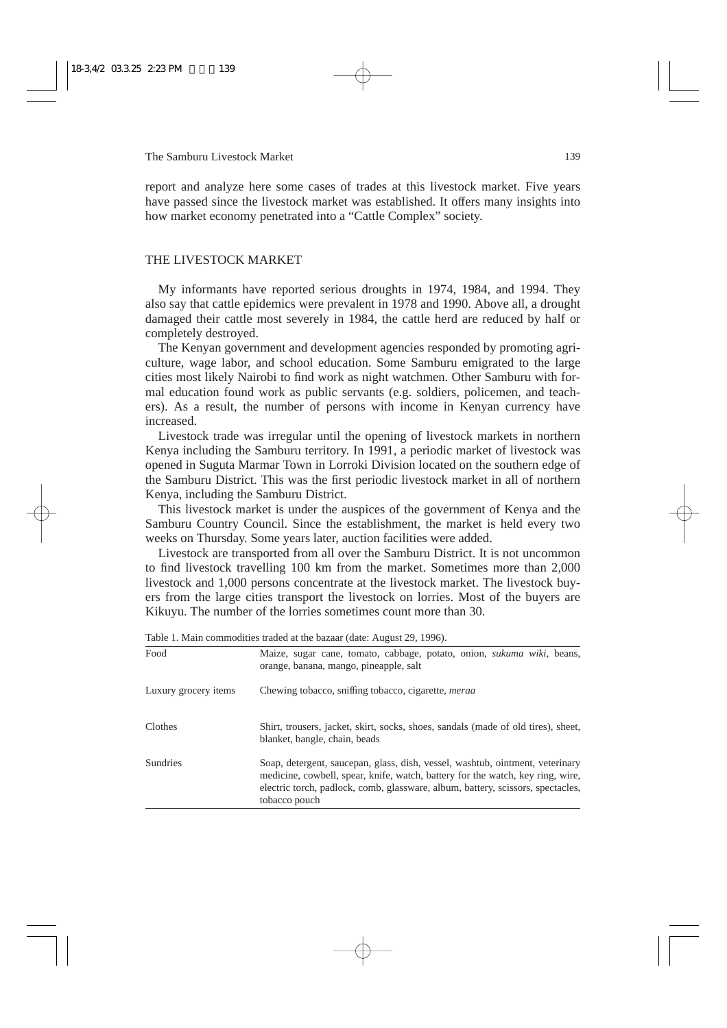report and analyze here some cases of trades at this livestock market. Five years have passed since the livestock market was established. It offers many insights into how market economy penetrated into a "Cattle Complex" society.

## THE LIVESTOCK MARKET

My informants have reported serious droughts in 1974, 1984, and 1994. They also say that cattle epidemics were prevalent in 1978 and 1990. Above all, a drought damaged their cattle most severely in 1984, the cattle herd are reduced by half or completely destroyed.

The Kenyan government and development agencies responded by promoting agriculture, wage labor, and school education. Some Samburu emigrated to the large cities most likely Nairobi to find work as night watchmen. Other Samburu with formal education found work as public servants (e.g. soldiers, policemen, and teachers). As a result, the number of persons with income in Kenyan currency have increased.

Livestock trade was irregular until the opening of livestock markets in northern Kenya including the Samburu territory. In 1991, a periodic market of livestock was opened in Suguta Marmar Town in Lorroki Division located on the southern edge of the Samburu District. This was the first periodic livestock market in all of northern Kenya, including the Samburu District.

This livestock market is under the auspices of the government of Kenya and the Samburu Country Council. Since the establishment, the market is held every two weeks on Thursday. Some years later, auction facilities were added.

Livestock are transported from all over the Samburu District. It is not uncommon to find livestock travelling 100 km from the market. Sometimes more than 2,000 livestock and 1,000 persons concentrate at the livestock market. The livestock buyers from the large cities transport the livestock on lorries. Most of the buyers are Kikuyu. The number of the lorries sometimes count more than 30.

Table 1. Main commodities traded at the bazaar (date: August 29, 1996).

| | |
|---|---|
| Food | Maize, sugar cane, tomato, cabbage, potato, onion, *sukuma wiki*, beans, orange, banana, mango, pineapple, salt |
| Luxury grocery items | Chewing tobacco, sniffing tobacco, cigarette, *meraa* |
| Clothes | Shirt, trousers, jacket, skirt, socks, shoes, sandals (made of old tires), sheet, blanket, bangle, chain, beads |
| Sundries | Soap, detergent, saucepan, glass, dish, vessel, washtub, ointment, veterinary medicine, cowbell, spear, knife, watch, battery for the watch, key ring, wire, electric torch, padlock, comb, glassware, album, battery, scissors, spectacles, tobacco pouch |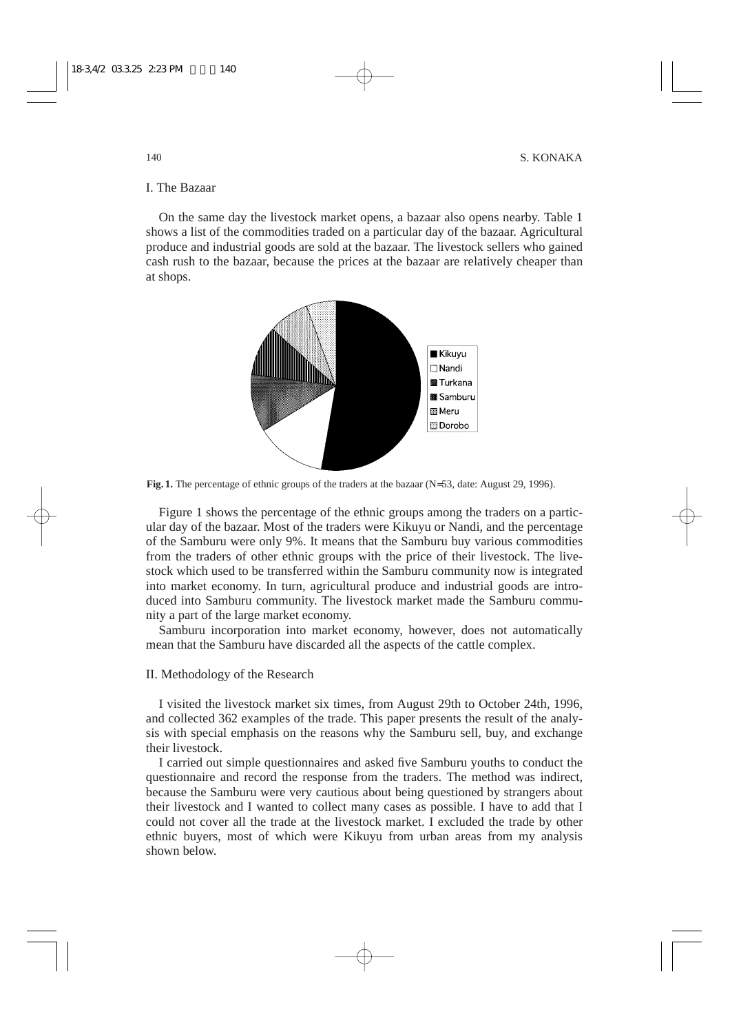## I. The Bazaar

On the same day the livestock market opens, a bazaar also opens nearby. Table 1 shows a list of the commodities traded on a particular day of the bazaar. Agricultural produce and industrial goods are sold at the bazaar. The livestock sellers who gained cash rush to the bazaar, because the prices at the bazaar are relatively cheaper than at shops.

**Fig. 1.** The percentage of ethnic groups of the traders at the bazaar (N=53, date: August 29, 1996).

Figure 1 shows the percentage of the ethnic groups among the traders on a particular day of the bazaar. Most of the traders were Kikuyu or Nandi, and the percentage of the Samburu were only 9%. It means that the Samburu buy various commodities from the traders of other ethnic groups with the price of their livestock. The livestock which used to be transferred within the Samburu community now is integrated into market economy. In turn, agricultural produce and industrial goods are introduced into Samburu community. The livestock market made the Samburu community a part of the large market economy.

Samburu incorporation into market economy, however, does not automatically mean that the Samburu have discarded all the aspects of the cattle complex.

## II. Methodology of the Research

I visited the livestock market six times, from August 29th to October 24th, 1996, and collected 362 examples of the trade. This paper presents the result of the analysis with special emphasis on the reasons why the Samburu sell, buy, and exchange their livestock.

I carried out simple questionnaires and asked five Samburu youths to conduct the questionnaire and record the response from the traders. The method was indirect, because the Samburu were very cautious about being questioned by strangers about their livestock and I wanted to collect many cases as possible. I have to add that I could not cover all the trade at the livestock market. I excluded the trade by other ethnic buyers, most of which were Kikuyu from urban areas from my analysis shown below.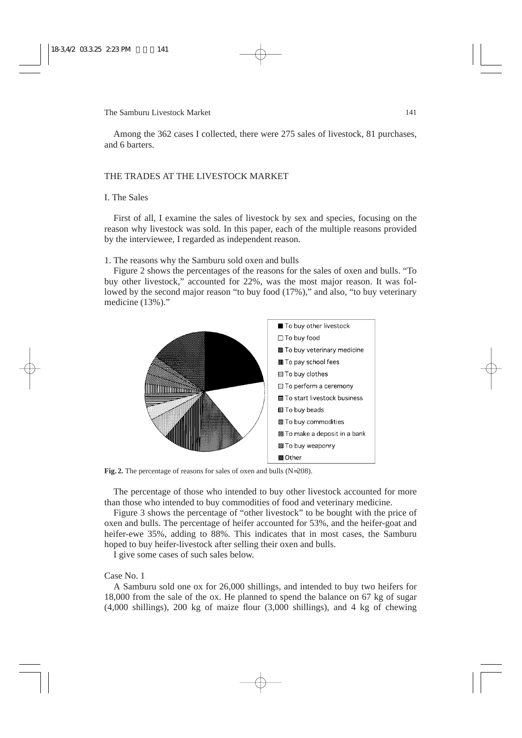Among the 362 cases I collected, there were 275 sales of livestock, 81 purchases, and 6 barters.

## THE TRADES AT THE LIVESTOCK MARKET

### I. The Sales

First of all, I examine the sales of livestock by sex and species, focusing on the reason why livestock was sold. In this paper, each of the multiple reasons provided by the interviewee, I regarded as independent reason.

#### 1. The reasons why the Samburu sold oxen and bulls

Figure 2 shows the percentages of the reasons for the sales of oxen and bulls. "To buy other livestock," accounted for 22%, was the most major reason. It was followed by the second major reason "to buy food (17%)," and also, "to buy veterinary medicine (13%)."

- To buy other livestock
- To buy food
- To buy veterinary medicine
- To pay school fees
- To buy clothes
- To perform a ceremony
- To start livestock business
- To buy beads
- To buy commodities
- To make a deposit in a bank
- To buy weaponry
- Other

**Fig. 2.** The percentage of reasons for sales of oxen and bulls (N=208).

The percentage of those who intended to buy other livestock accounted for more than those who intended to buy commodities of food and veterinary medicine.

Figure 3 shows the percentage of "other livestock" to be bought with the price of oxen and bulls. The percentage of heifer accounted for 53%, and the heifer-goat and heifer-ewe 35%, adding to 88%. This indicates that in most cases, the Samburu hoped to buy heifer-livestock after selling their oxen and bulls.

I give some cases of such sales below.

Case No. 1

A Samburu sold one ox for 26,000 shillings, and intended to buy two heifers for 18,000 from the sale of the ox. He planned to spend the balance on 67 kg of sugar (4,000 shillings), 200 kg of maize flour (3,000 shillings), and 4 kg of chewing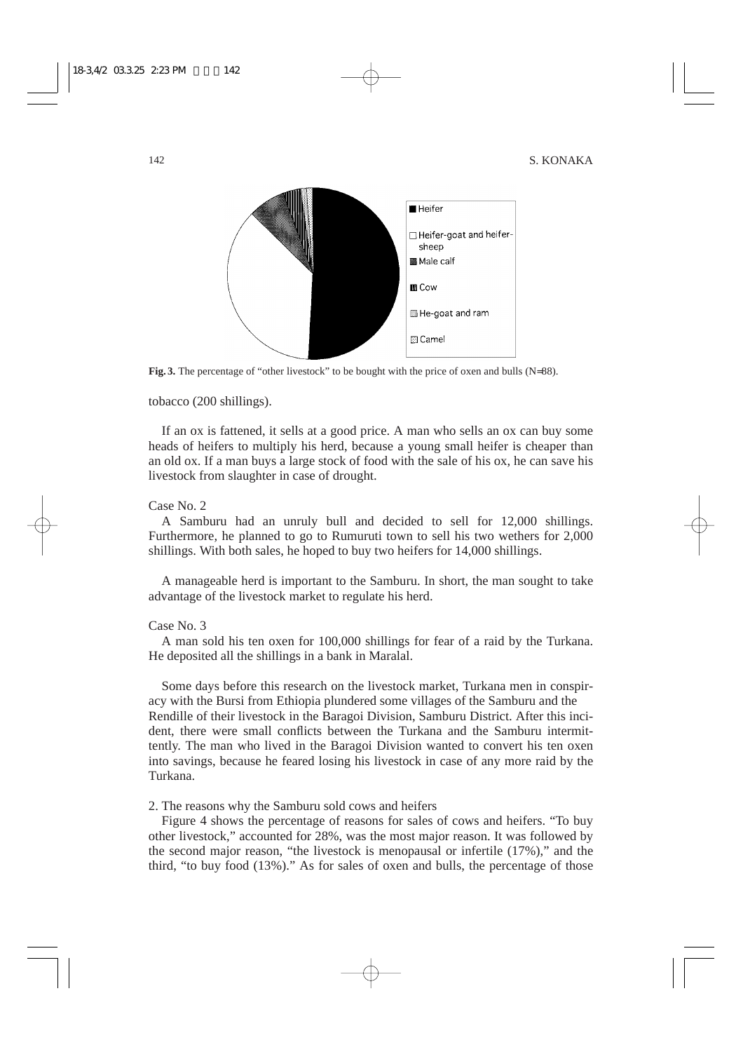Heifer

Heifer-goat and heifer-sheep

Male calf

Cow

He-goat and ram

Camel

**Fig. 3.** The percentage of "other livestock" to be bought with the price of oxen and bulls (N=88).

tobacco (200 shillings).

If an ox is fattened, it sells at a good price. A man who sells an ox can buy some heads of heifers to multiply his herd, because a young small heifer is cheaper than an old ox. If a man buys a large stock of food with the sale of his ox, he can save his livestock from slaughter in case of drought.

Case No. 2

A Samburu had an unruly bull and decided to sell for 12,000 shillings. Furthermore, he planned to go to Rumuruti town to sell his two wethers for 2,000 shillings. With both sales, he hoped to buy two heifers for 14,000 shillings.

A manageable herd is important to the Samburu. In short, the man sought to take advantage of the livestock market to regulate his herd.

Case No. 3

A man sold his ten oxen for 100,000 shillings for fear of a raid by the Turkana. He deposited all the shillings in a bank in Maralal.

Some days before this research on the livestock market, Turkana men in conspiracy with the Bursi from Ethiopia plundered some villages of the Samburu and the Rendille of their livestock in the Baragoi Division, Samburu District. After this incident, there were small conflicts between the Turkana and the Samburu intermittently. The man who lived in the Baragoi Division wanted to convert his ten oxen into savings, because he feared losing his livestock in case of any more raid by the Turkana.

2. The reasons why the Samburu sold cows and heifers

Figure 4 shows the percentage of reasons for sales of cows and heifers. "To buy other livestock," accounted for 28%, was the most major reason. It was followed by the second major reason, "the livestock is menopausal or infertile (17%)," and the third, "to buy food (13%)." As for sales of oxen and bulls, the percentage of those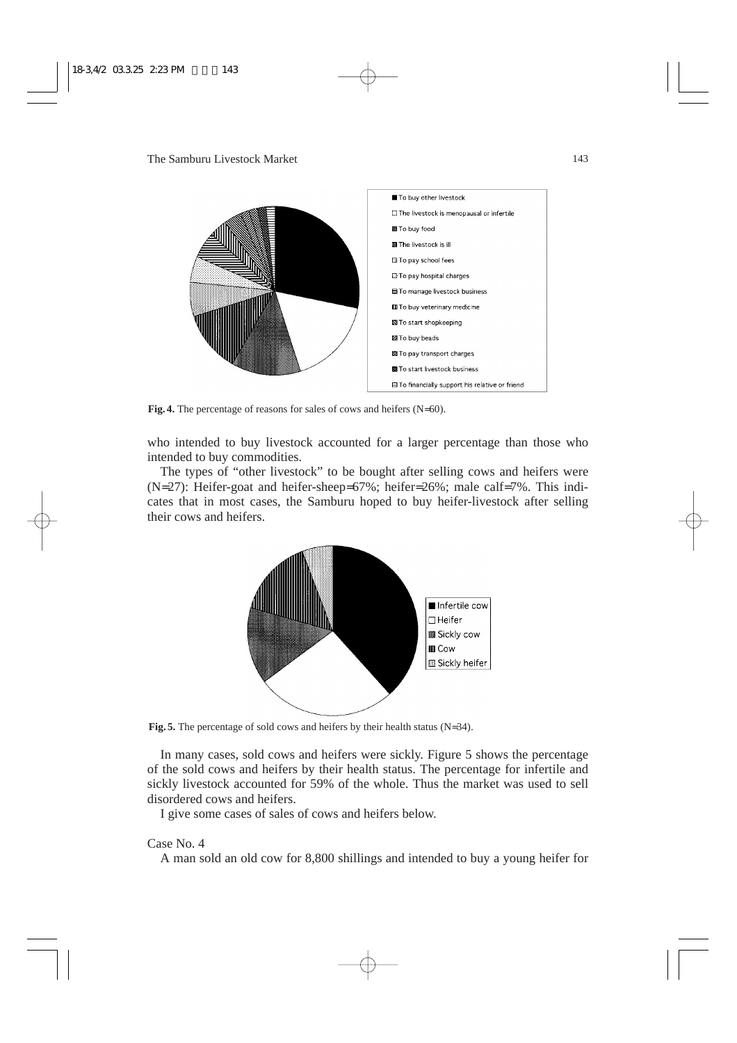**Fig. 4.** The percentage of reasons for sales of cows and heifers (N=60).

who intended to buy livestock accounted for a larger percentage than those who intended to buy commodities.

The types of "other livestock" to be bought after selling cows and heifers were (N=27): Heifer-goat and heifer-sheep=67%; heifer=26%; male calf=7%. This indicates that in most cases, the Samburu hoped to buy heifer-livestock after selling their cows and heifers.

**Fig. 5.** The percentage of sold cows and heifers by their health status (N=34).

In many cases, sold cows and heifers were sickly. Figure 5 shows the percentage of the sold cows and heifers by their health status. The percentage for infertile and sickly livestock accounted for 59% of the whole. Thus the market was used to sell disordered cows and heifers.

I give some cases of sales of cows and heifers below.

Case No. 4

A man sold an old cow for 8,800 shillings and intended to buy a young heifer for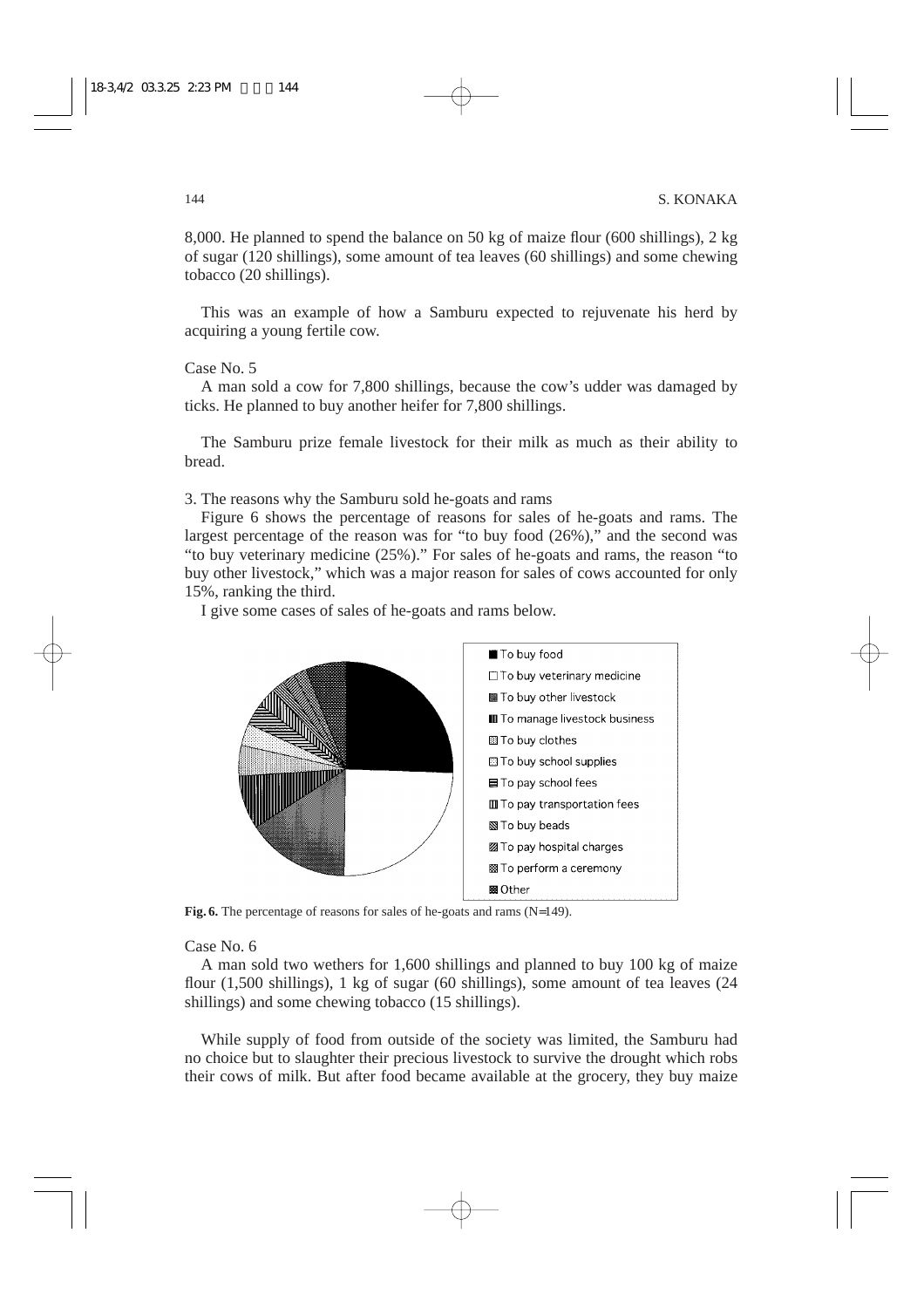8,000. He planned to spend the balance on 50 kg of maize flour (600 shillings), 2 kg of sugar (120 shillings), some amount of tea leaves (60 shillings) and some chewing tobacco (20 shillings).

This was an example of how a Samburu expected to rejuvenate his herd by acquiring a young fertile cow.

Case No. 5

A man sold a cow for 7,800 shillings, because the cow's udder was damaged by ticks. He planned to buy another heifer for 7,800 shillings.

The Samburu prize female livestock for their milk as much as their ability to bread.

3. The reasons why the Samburu sold he-goats and rams

Figure 6 shows the percentage of reasons for sales of he-goats and rams. The largest percentage of the reason was for "to buy food (26%)," and the second was "to buy veterinary medicine (25%)." For sales of he-goats and rams, the reason "to buy other livestock," which was a major reason for sales of cows accounted for only 15%, ranking the third.

I give some cases of sales of he-goats and rams below.

- To buy food
- To buy veterinary medicine
- To buy other livestock
- To manage livestock business
- To buy clothes
- To buy school supplies
- To pay school fees
- To pay transportation fees
- To buy beads
- To pay hospital charges
- To perform a ceremony
- Other

**Fig. 6.** The percentage of reasons for sales of he-goats and rams (N=149).

Case No. 6

A man sold two wethers for 1,600 shillings and planned to buy 100 kg of maize flour (1,500 shillings), 1 kg of sugar (60 shillings), some amount of tea leaves (24 shillings) and some chewing tobacco (15 shillings).

While supply of food from outside of the society was limited, the Samburu had no choice but to slaughter their precious livestock to survive the drought which robs their cows of milk. But after food became available at the grocery, they buy maize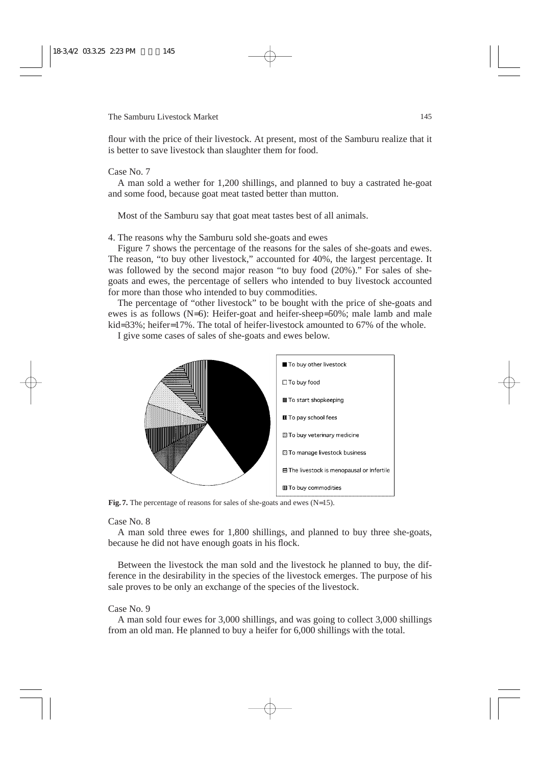flour with the price of their livestock. At present, most of the Samburu realize that it is better to save livestock than slaughter them for food.

Case No. 7

A man sold a wether for 1,200 shillings, and planned to buy a castrated he-goat and some food, because goat meat tasted better than mutton.

Most of the Samburu say that goat meat tastes best of all animals.

4. The reasons why the Samburu sold she-goats and ewes

Figure 7 shows the percentage of the reasons for the sales of she-goats and ewes. The reason, "to buy other livestock," accounted for 40%, the largest percentage. It was followed by the second major reason "to buy food (20%)." For sales of she-goats and ewes, the percentage of sellers who intended to buy livestock accounted for more than those who intended to buy commodities.

The percentage of "other livestock" to be bought with the price of she-goats and ewes is as follows (N=6): Heifer-goat and heifer-sheep=50%; male lamb and male kid=33%; heifer=17%. The total of heifer-livestock amounted to 67% of the whole.

I give some cases of sales of she-goats and ewes below.

- To buy other livestock
- To buy food
- To start shopkeeping
- To pay school fees
- To buy veterinary medicine
- To manage livestock business
- The livestock is menopausal or infertile
- To buy commodities

**Fig. 7.** The percentage of reasons for sales of she-goats and ewes (N=15).

Case No. 8

A man sold three ewes for 1,800 shillings, and planned to buy three she-goats, because he did not have enough goats in his flock.

Between the livestock the man sold and the livestock he planned to buy, the difference in the desirability in the species of the livestock emerges. The purpose of his sale proves to be only an exchange of the species of the livestock.

Case No. 9

A man sold four ewes for 3,000 shillings, and was going to collect 3,000 shillings from an old man. He planned to buy a heifer for 6,000 shillings with the total.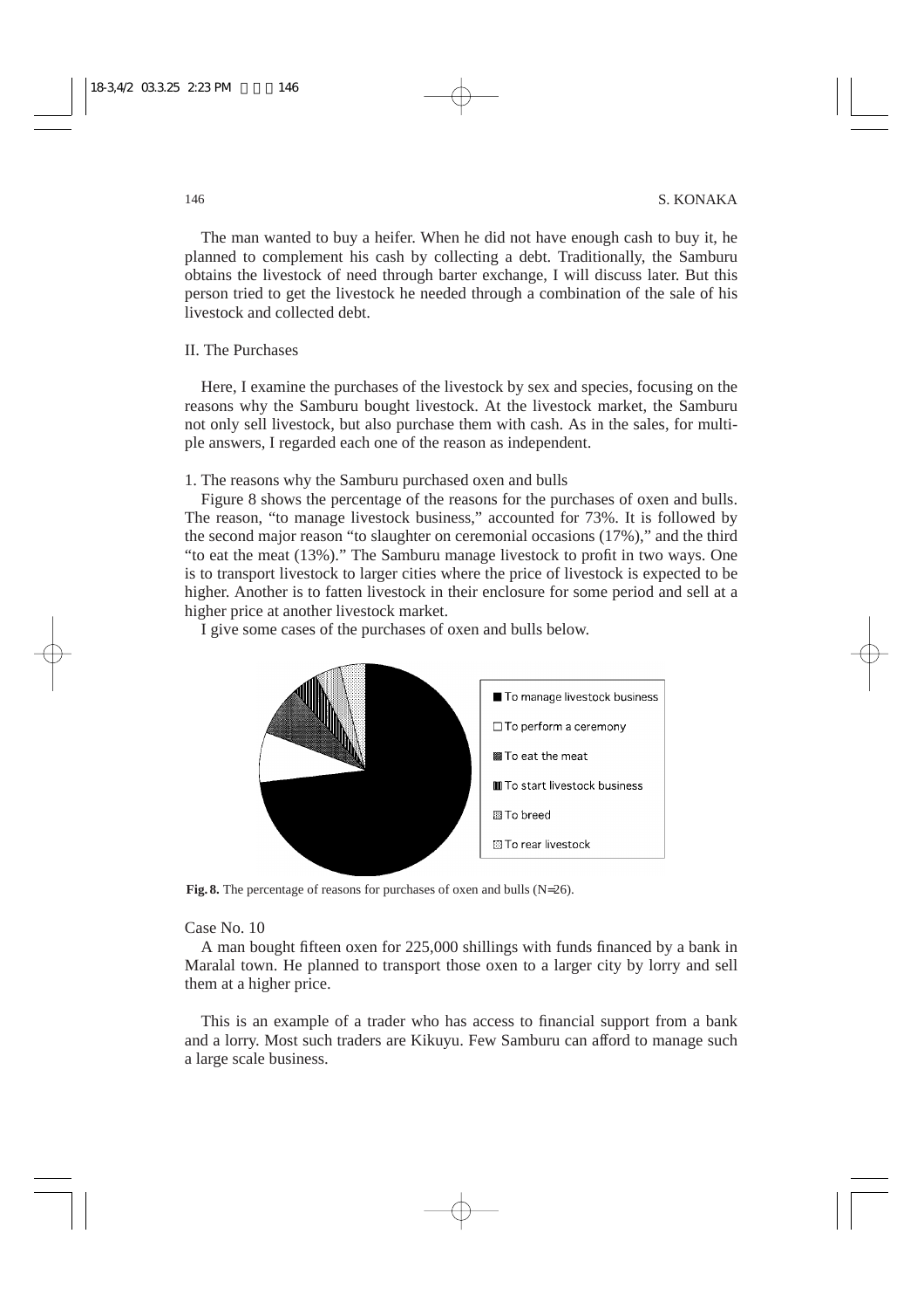The man wanted to buy a heifer. When he did not have enough cash to buy it, he planned to complement his cash by collecting a debt. Traditionally, the Samburu obtains the livestock of need through barter exchange, I will discuss later. But this person tried to get the livestock he needed through a combination of the sale of his livestock and collected debt.

## II. The Purchases

Here, I examine the purchases of the livestock by sex and species, focusing on the reasons why the Samburu bought livestock. At the livestock market, the Samburu not only sell livestock, but also purchase them with cash. As in the sales, for multiple answers, I regarded each one of the reason as independent.

### 1. The reasons why the Samburu purchased oxen and bulls

Figure 8 shows the percentage of the reasons for the purchases of oxen and bulls. The reason, "to manage livestock business," accounted for 73%. It is followed by the second major reason "to slaughter on ceremonial occasions (17%)," and the third "to eat the meat (13%)." The Samburu manage livestock to profit in two ways. One is to transport livestock to larger cities where the price of livestock is expected to be higher. Another is to fatten livestock in their enclosure for some period and sell at a higher price at another livestock market.

I give some cases of the purchases of oxen and bulls below.

- To manage livestock business
- To perform a ceremony
- To eat the meat
- To start livestock business
- To breed
- To rear livestock

**Fig. 8.** The percentage of reasons for purchases of oxen and bulls (N=26).

Case No. 10

A man bought fifteen oxen for 225,000 shillings with funds financed by a bank in Maralal town. He planned to transport those oxen to a larger city by lorry and sell them at a higher price.

This is an example of a trader who has access to financial support from a bank and a lorry. Most such traders are Kikuyu. Few Samburu can afford to manage such a large scale business.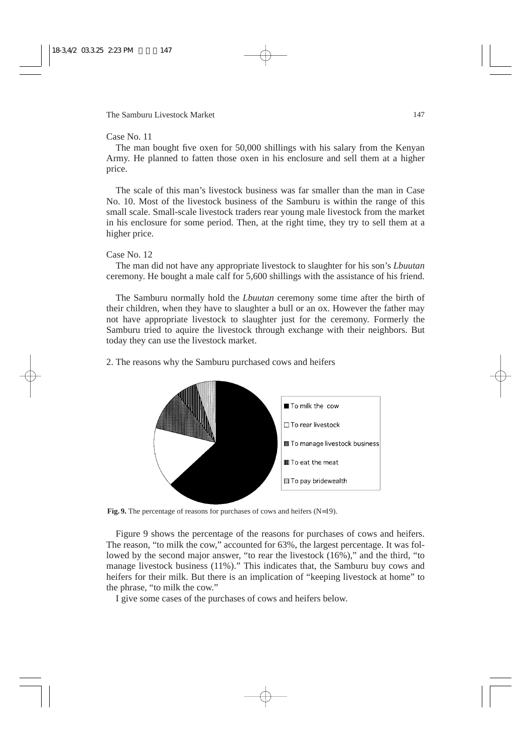Case No. 11

The man bought five oxen for 50,000 shillings with his salary from the Kenyan Army. He planned to fatten those oxen in his enclosure and sell them at a higher price.

The scale of this man's livestock business was far smaller than the man in Case No. 10. Most of the livestock business of the Samburu is within the range of this small scale. Small-scale livestock traders rear young male livestock from the market in his enclosure for some period. Then, at the right time, they try to sell them at a higher price.

Case No. 12

The man did not have any appropriate livestock to slaughter for his son's *Lbuutan* ceremony. He bought a male calf for 5,600 shillings with the assistance of his friend.

The Samburu normally hold the *Lbuutan* ceremony some time after the birth of their children, when they have to slaughter a bull or an ox. However the father may not have appropriate livestock to slaughter just for the ceremony. Formerly the Samburu tried to aquire the livestock through exchange with their neighbors. But today they can use the livestock market.

2. The reasons why the Samburu purchased cows and heifers

- To milk the cow
- To rear livestock
- To manage livestock business
- To eat the meat
- To pay bridewealth

**Fig. 9.** The percentage of reasons for purchases of cows and heifers (N=19).

Figure 9 shows the percentage of the reasons for purchases of cows and heifers. The reason, "to milk the cow," accounted for 63%, the largest percentage. It was followed by the second major answer, "to rear the livestock (16%)," and the third, "to manage livestock business (11%)." This indicates that, the Samburu buy cows and heifers for their milk. But there is an implication of "keeping livestock at home" to the phrase, "to milk the cow."

I give some cases of the purchases of cows and heifers below.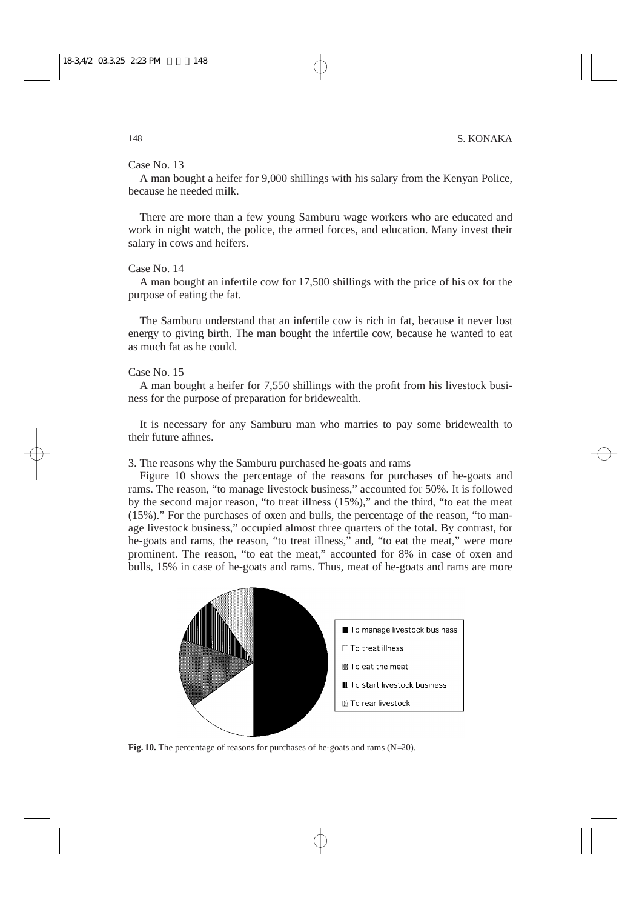Case No. 13

A man bought a heifer for 9,000 shillings with his salary from the Kenyan Police, because he needed milk.

There are more than a few young Samburu wage workers who are educated and work in night watch, the police, the armed forces, and education. Many invest their salary in cows and heifers.

Case No. 14

A man bought an infertile cow for 17,500 shillings with the price of his ox for the purpose of eating the fat.

The Samburu understand that an infertile cow is rich in fat, because it never lost energy to giving birth. The man bought the infertile cow, because he wanted to eat as much fat as he could.

Case No. 15

A man bought a heifer for 7,550 shillings with the profit from his livestock business for the purpose of preparation for bridewealth.

It is necessary for any Samburu man who marries to pay some bridewealth to their future affines.

3. The reasons why the Samburu purchased he-goats and rams

Figure 10 shows the percentage of the reasons for purchases of he-goats and rams. The reason, "to manage livestock business," accounted for 50%. It is followed by the second major reason, "to treat illness (15%)," and the third, "to eat the meat (15%)." For the purchases of oxen and bulls, the percentage of the reason, "to manage livestock business," occupied almost three quarters of the total. By contrast, for he-goats and rams, the reason, "to treat illness," and, "to eat the meat," were more prominent. The reason, "to eat the meat," accounted for 8% in case of oxen and bulls, 15% in case of he-goats and rams. Thus, meat of he-goats and rams are more

■ To manage livestock business
□ To treat illness
▩ To eat the meat
▥ To start livestock business
▧ To rear livestock

**Fig. 10.** The percentage of reasons for purchases of he-goats and rams (N=20).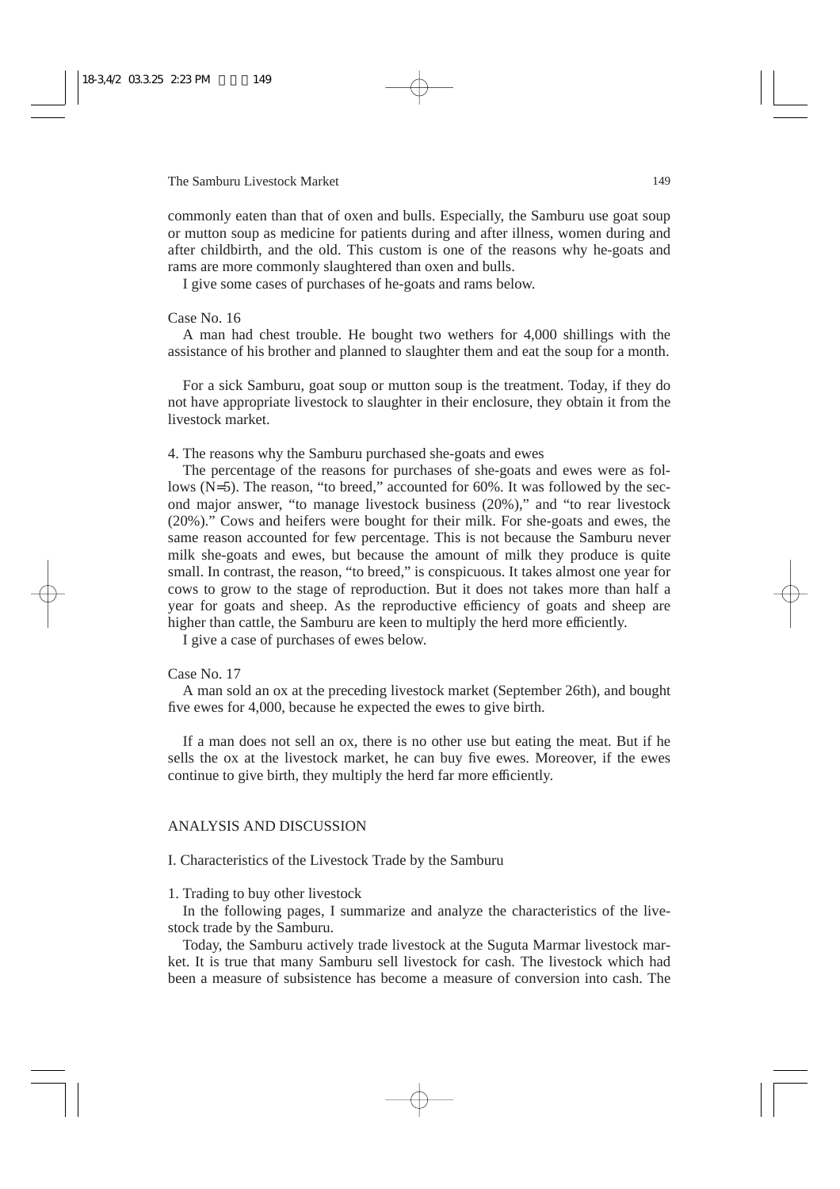commonly eaten than that of oxen and bulls. Especially, the Samburu use goat soup or mutton soup as medicine for patients during and after illness, women during and after childbirth, and the old. This custom is one of the reasons why he-goats and rams are more commonly slaughtered than oxen and bulls.

I give some cases of purchases of he-goats and rams below.

Case No. 16

A man had chest trouble. He bought two wethers for 4,000 shillings with the assistance of his brother and planned to slaughter them and eat the soup for a month.

For a sick Samburu, goat soup or mutton soup is the treatment. Today, if they do not have appropriate livestock to slaughter in their enclosure, they obtain it from the livestock market.

4. The reasons why the Samburu purchased she-goats and ewes

The percentage of the reasons for purchases of she-goats and ewes were as follows (N=5). The reason, "to breed," accounted for 60%. It was followed by the second major answer, "to manage livestock business (20%)," and "to rear livestock (20%)." Cows and heifers were bought for their milk. For she-goats and ewes, the same reason accounted for few percentage. This is not because the Samburu never milk she-goats and ewes, but because the amount of milk they produce is quite small. In contrast, the reason, "to breed," is conspicuous. It takes almost one year for cows to grow to the stage of reproduction. But it does not takes more than half a year for goats and sheep. As the reproductive efficiency of goats and sheep are higher than cattle, the Samburu are keen to multiply the herd more efficiently.

I give a case of purchases of ewes below.

Case No. 17

A man sold an ox at the preceding livestock market (September 26th), and bought five ewes for 4,000, because he expected the ewes to give birth.

If a man does not sell an ox, there is no other use but eating the meat. But if he sells the ox at the livestock market, he can buy five ewes. Moreover, if the ewes continue to give birth, they multiply the herd far more efficiently.

## ANALYSIS AND DISCUSSION

### I. Characteristics of the Livestock Trade by the Samburu

#### 1. Trading to buy other livestock

In the following pages, I summarize and analyze the characteristics of the livestock trade by the Samburu.

Today, the Samburu actively trade livestock at the Suguta Marmar livestock market. It is true that many Samburu sell livestock for cash. The livestock which had been a measure of subsistence has become a measure of conversion into cash. The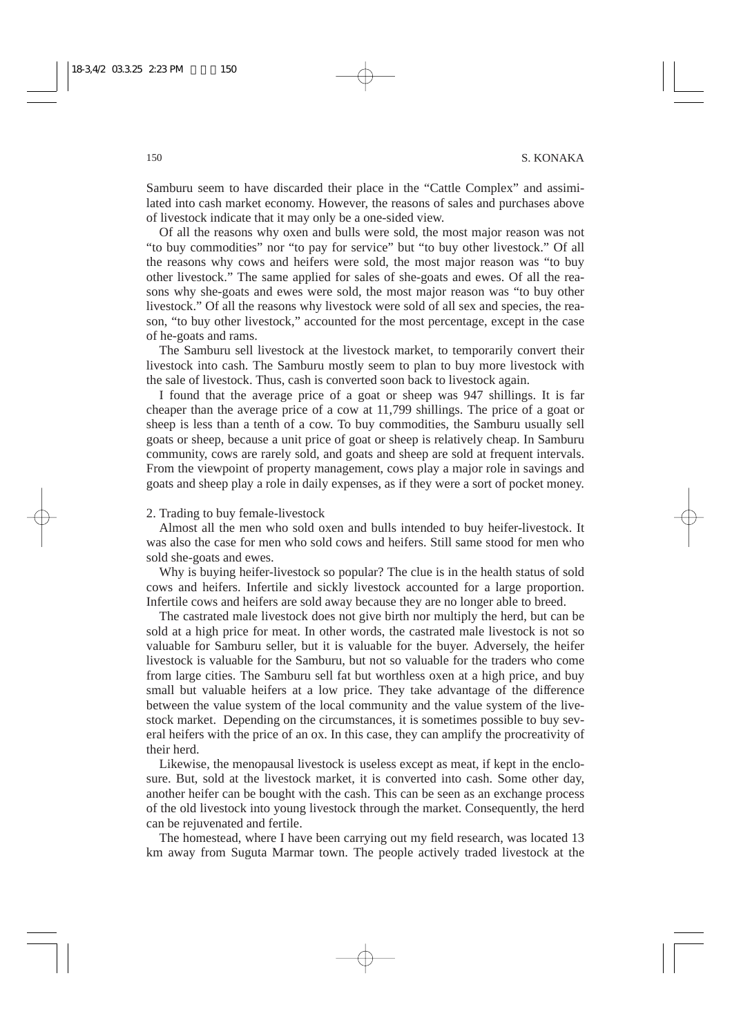Samburu seem to have discarded their place in the "Cattle Complex" and assimilated into cash market economy. However, the reasons of sales and purchases above of livestock indicate that it may only be a one-sided view.

Of all the reasons why oxen and bulls were sold, the most major reason was not "to buy commodities" nor "to pay for service" but "to buy other livestock." Of all the reasons why cows and heifers were sold, the most major reason was "to buy other livestock." The same applied for sales of she-goats and ewes. Of all the reasons why she-goats and ewes were sold, the most major reason was "to buy other livestock." Of all the reasons why livestock were sold of all sex and species, the reason, "to buy other livestock," accounted for the most percentage, except in the case of he-goats and rams.

The Samburu sell livestock at the livestock market, to temporarily convert their livestock into cash. The Samburu mostly seem to plan to buy more livestock with the sale of livestock. Thus, cash is converted soon back to livestock again.

I found that the average price of a goat or sheep was 947 shillings. It is far cheaper than the average price of a cow at 11,799 shillings. The price of a goat or sheep is less than a tenth of a cow. To buy commodities, the Samburu usually sell goats or sheep, because a unit price of goat or sheep is relatively cheap. In Samburu community, cows are rarely sold, and goats and sheep are sold at frequent intervals. From the viewpoint of property management, cows play a major role in savings and goats and sheep play a role in daily expenses, as if they were a sort of pocket money.

2. Trading to buy female-livestock

Almost all the men who sold oxen and bulls intended to buy heifer-livestock. It was also the case for men who sold cows and heifers. Still same stood for men who sold she-goats and ewes.

Why is buying heifer-livestock so popular? The clue is in the health status of sold cows and heifers. Infertile and sickly livestock accounted for a large proportion. Infertile cows and heifers are sold away because they are no longer able to breed.

The castrated male livestock does not give birth nor multiply the herd, but can be sold at a high price for meat. In other words, the castrated male livestock is not so valuable for Samburu seller, but it is valuable for the buyer. Adversely, the heifer livestock is valuable for the Samburu, but not so valuable for the traders who come from large cities. The Samburu sell fat but worthless oxen at a high price, and buy small but valuable heifers at a low price. They take advantage of the difference between the value system of the local community and the value system of the livestock market. Depending on the circumstances, it is sometimes possible to buy several heifers with the price of an ox. In this case, they can amplify the procreativity of their herd.

Likewise, the menopausal livestock is useless except as meat, if kept in the enclosure. But, sold at the livestock market, it is converted into cash. Some other day, another heifer can be bought with the cash. This can be seen as an exchange process of the old livestock into young livestock through the market. Consequently, the herd can be rejuvenated and fertile.

The homestead, where I have been carrying out my field research, was located 13 km away from Suguta Marmar town. The people actively traded livestock at the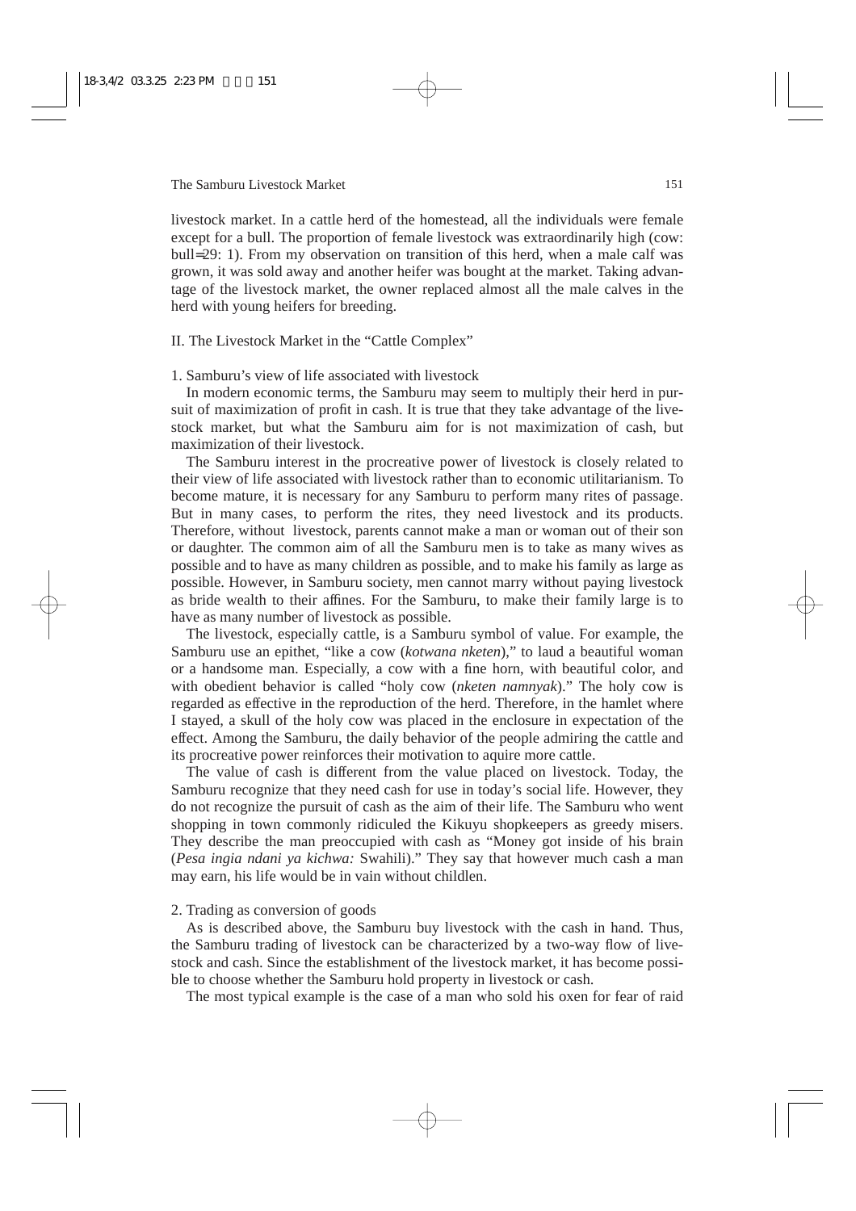livestock market. In a cattle herd of the homestead, all the individuals were female except for a bull. The proportion of female livestock was extraordinarily high (cow: bull=29: 1). From my observation on transition of this herd, when a male calf was grown, it was sold away and another heifer was bought at the market. Taking advantage of the livestock market, the owner replaced almost all the male calves in the herd with young heifers for breeding.

## II. The Livestock Market in the "Cattle Complex"

### 1. Samburu's view of life associated with livestock

In modern economic terms, the Samburu may seem to multiply their herd in pursuit of maximization of profit in cash. It is true that they take advantage of the livestock market, but what the Samburu aim for is not maximization of cash, but maximization of their livestock.

The Samburu interest in the procreative power of livestock is closely related to their view of life associated with livestock rather than to economic utilitarianism. To become mature, it is necessary for any Samburu to perform many rites of passage. But in many cases, to perform the rites, they need livestock and its products. Therefore, without livestock, parents cannot make a man or woman out of their son or daughter. The common aim of all the Samburu men is to take as many wives as possible and to have as many children as possible, and to make his family as large as possible. However, in Samburu society, men cannot marry without paying livestock as bride wealth to their affines. For the Samburu, to make their family large is to have as many number of livestock as possible.

The livestock, especially cattle, is a Samburu symbol of value. For example, the Samburu use an epithet, "like a cow (*kotwana nketen*)," to laud a beautiful woman or a handsome man. Especially, a cow with a fine horn, with beautiful color, and with obedient behavior is called "holy cow (*nketen namnyak*)." The holy cow is regarded as effective in the reproduction of the herd. Therefore, in the hamlet where I stayed, a skull of the holy cow was placed in the enclosure in expectation of the effect. Among the Samburu, the daily behavior of the people admiring the cattle and its procreative power reinforces their motivation to aquire more cattle.

The value of cash is different from the value placed on livestock. Today, the Samburu recognize that they need cash for use in today's social life. However, they do not recognize the pursuit of cash as the aim of their life. The Samburu who went shopping in town commonly ridiculed the Kikuyu shopkeepers as greedy misers. They describe the man preoccupied with cash as "Money got inside of his brain (*Pesa ingia ndani ya kichwa:* Swahili)." They say that however much cash a man may earn, his life would be in vain without childlen.

### 2. Trading as conversion of goods

As is described above, the Samburu buy livestock with the cash in hand. Thus, the Samburu trading of livestock can be characterized by a two-way flow of livestock and cash. Since the establishment of the livestock market, it has become possible to choose whether the Samburu hold property in livestock or cash.

The most typical example is the case of a man who sold his oxen for fear of raid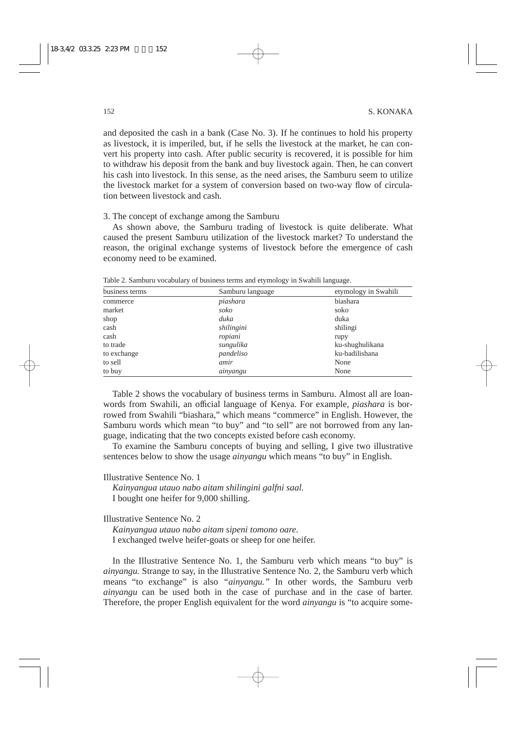and deposited the cash in a bank (Case No. 3). If he continues to hold his property as livestock, it is imperiled, but, if he sells the livestock at the market, he can convert his property into cash. After public security is recovered, it is possible for him to withdraw his deposit from the bank and buy livestock again. Then, he can convert his cash into livestock. In this sense, as the need arises, the Samburu seem to utilize the livestock market for a system of conversion based on two-way flow of circulation between livestock and cash.

3. The concept of exchange among the Samburu

As shown above, the Samburu trading of livestock is quite deliberate. What caused the present Samburu utilization of the livestock market? To understand the reason, the original exchange systems of livestock before the emergence of cash economy need to be examined.

Table 2. Samburu vocabulary of business terms and etymology in Swahili language.

| business terms | Samburu language | etymology in Swahili |
|---|---|---|
| commerce | *piashara* | biashara |
| market | *soko* | soko |
| shop | *duka* | duka |
| cash | *shilingini* | shilingi |
| cash | *ropiani* | rupy |
| to trade | *sungulika* | ku-shughulikana |
| to exchange | *pandeliso* | ku-badilishana |
| to sell | *amir* | None |
| to buy | *ainyangu* | None |

Table 2 shows the vocabulary of business terms in Samburu. Almost all are loanwords from Swahili, an official language of Kenya. For example, *piashara* is borrowed from Swahili "biashara," which means "commerce" in English. However, the Samburu words which mean "to buy" and "to sell" are not borrowed from any language, indicating that the two concepts existed before cash economy.

To examine the Samburu concepts of buying and selling, I give two illustrative sentences below to show the usage *ainyangu* which means "to buy" in English.

Illustrative Sentence No. 1

*Kainyangua utauo nabo aitam shilingini galfni saal.*
I bought one heifer for 9,000 shilling.

Illustrative Sentence No. 2

*Kainyangua utauo nabo aitam sipeni tomono oare.*
I exchanged twelve heifer-goats or sheep for one heifer.

In the Illustrative Sentence No. 1, the Samburu verb which means "to buy" is *ainyangu.* Strange to say, in the Illustrative Sentence No. 2, the Samburu verb which means "to exchange" is also *"ainyangu."* In other words, the Samburu verb *ainyangu* can be used both in the case of purchase and in the case of barter. Therefore, the proper English equivalent for the word *ainyangu* is "to acquire some-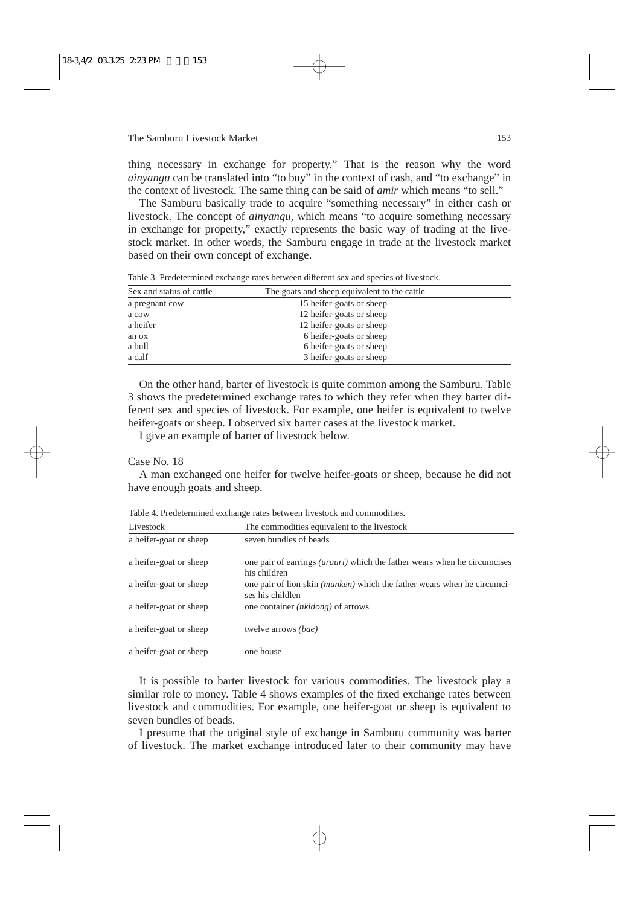thing necessary in exchange for property." That is the reason why the word *ainyangu* can be translated into "to buy" in the context of cash, and "to exchange" in the context of livestock. The same thing can be said of *amir* which means "to sell."

The Samburu basically trade to acquire "something necessary" in either cash or livestock. The concept of *ainyangu*, which means "to acquire something necessary in exchange for property," exactly represents the basic way of trading at the livestock market. In other words, the Samburu engage in trade at the livestock market based on their own concept of exchange.

Table 3. Predetermined exchange rates between different sex and species of livestock.

| Sex and status of cattle | The goats and sheep equivalent to the cattle |
|---|---|
| a pregnant cow | 15 heifer-goats or sheep |
| a cow | 12 heifer-goats or sheep |
| a heifer | 12 heifer-goats or sheep |
| an ox | 6 heifer-goats or sheep |
| a bull | 6 heifer-goats or sheep |
| a calf | 3 heifer-goats or sheep |

On the other hand, barter of livestock is quite common among the Samburu. Table 3 shows the predetermined exchange rates to which they refer when they barter different sex and species of livestock. For example, one heifer is equivalent to twelve heifer-goats or sheep. I observed six barter cases at the livestock market.

I give an example of barter of livestock below.

Case No. 18

A man exchanged one heifer for twelve heifer-goats or sheep, because he did not have enough goats and sheep.

Table 4. Predetermined exchange rates between livestock and commodities.

| Livestock | The commodities equivalent to the livestock |
|---|---|
| a heifer-goat or sheep | seven bundles of beads |
| a heifer-goat or sheep | one pair of earrings *(urauri)* which the father wears when he circumcises his children |
| a heifer-goat or sheep | one pair of lion skin *(munken)* which the father wears when he circumcises his childlen |
| a heifer-goat or sheep | one container *(nkidong)* of arrows |
| a heifer-goat or sheep | twelve arrows *(bae)* |
| a heifer-goat or sheep | one house |

It is possible to barter livestock for various commodities. The livestock play a similar role to money. Table 4 shows examples of the fixed exchange rates between livestock and commodities. For example, one heifer-goat or sheep is equivalent to seven bundles of beads.

I presume that the original style of exchange in Samburu community was barter of livestock. The market exchange introduced later to their community may have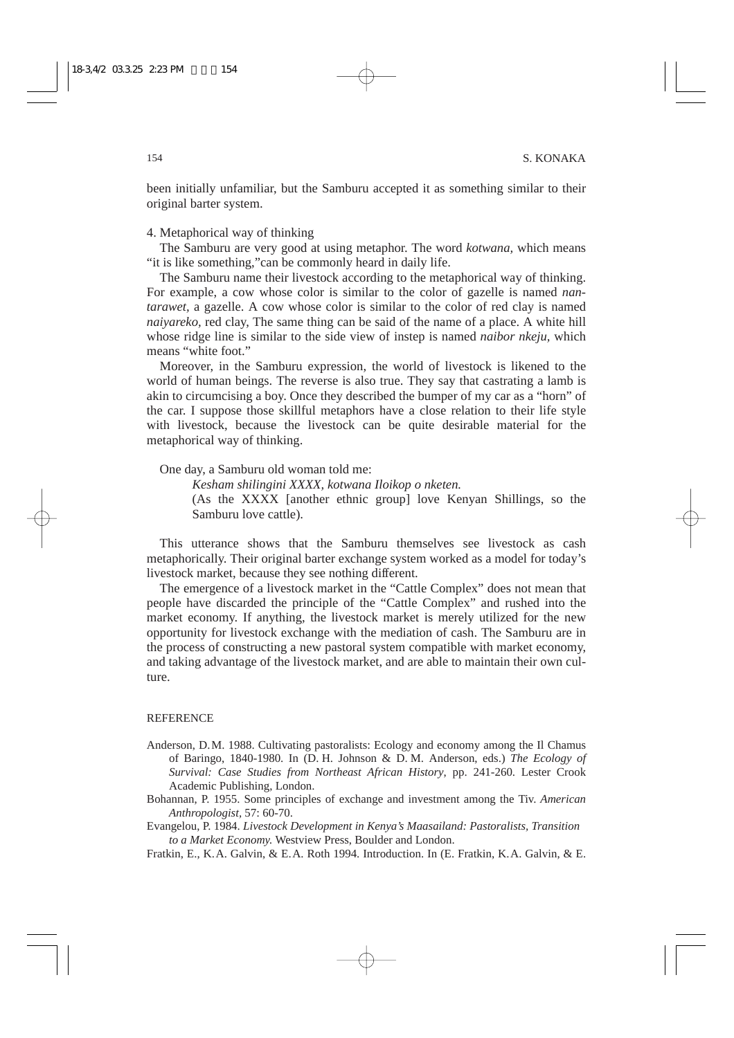been initially unfamiliar, but the Samburu accepted it as something similar to their original barter system.

4. Metaphorical way of thinking

The Samburu are very good at using metaphor. The word *kotwana,* which means "it is like something,"can be commonly heard in daily life.

The Samburu name their livestock according to the metaphorical way of thinking. For example, a cow whose color is similar to the color of gazelle is named *nantarawet,* a gazelle. A cow whose color is similar to the color of red clay is named *naiyareko,* red clay, The same thing can be said of the name of a place. A white hill whose ridge line is similar to the side view of instep is named *naibor nkeju,* which means "white foot."

Moreover, in the Samburu expression, the world of livestock is likened to the world of human beings. The reverse is also true. They say that castrating a lamb is akin to circumcising a boy. Once they described the bumper of my car as a "horn" of the car. I suppose those skillful metaphors have a close relation to their life style with livestock, because the livestock can be quite desirable material for the metaphorical way of thinking.

One day, a Samburu old woman told me:

> *Kesham shilingini XXXX, kotwana Iloikop o nketen.*
> (As the XXXX [another ethnic group] love Kenyan Shillings, so the Samburu love cattle).

This utterance shows that the Samburu themselves see livestock as cash metaphorically. Their original barter exchange system worked as a model for today's livestock market, because they see nothing different.

The emergence of a livestock market in the "Cattle Complex" does not mean that people have discarded the principle of the "Cattle Complex" and rushed into the market economy. If anything, the livestock market is merely utilized for the new opportunity for livestock exchange with the mediation of cash. The Samburu are in the process of constructing a new pastoral system compatible with market economy, and taking advantage of the livestock market, and are able to maintain their own culture.

## REFERENCE

Anderson, D.M. 1988. Cultivating pastoralists: Ecology and economy among the Il Chamus of Baringo, 1840-1980. In (D. H. Johnson & D. M. Anderson, eds.) *The Ecology of Survival: Case Studies from Northeast African History*, pp. 241-260. Lester Crook Academic Publishing, London.

Bohannan, P. 1955. Some principles of exchange and investment among the Tiv. *American Anthropologist*, 57: 60-70.

Evangelou, P. 1984. *Livestock Development in Kenya's Maasailand: Pastoralists, Transition to a Market Economy.* Westview Press, Boulder and London.

Fratkin, E., K.A. Galvin, & E.A. Roth 1994. Introduction. In (E. Fratkin, K.A. Galvin, & E.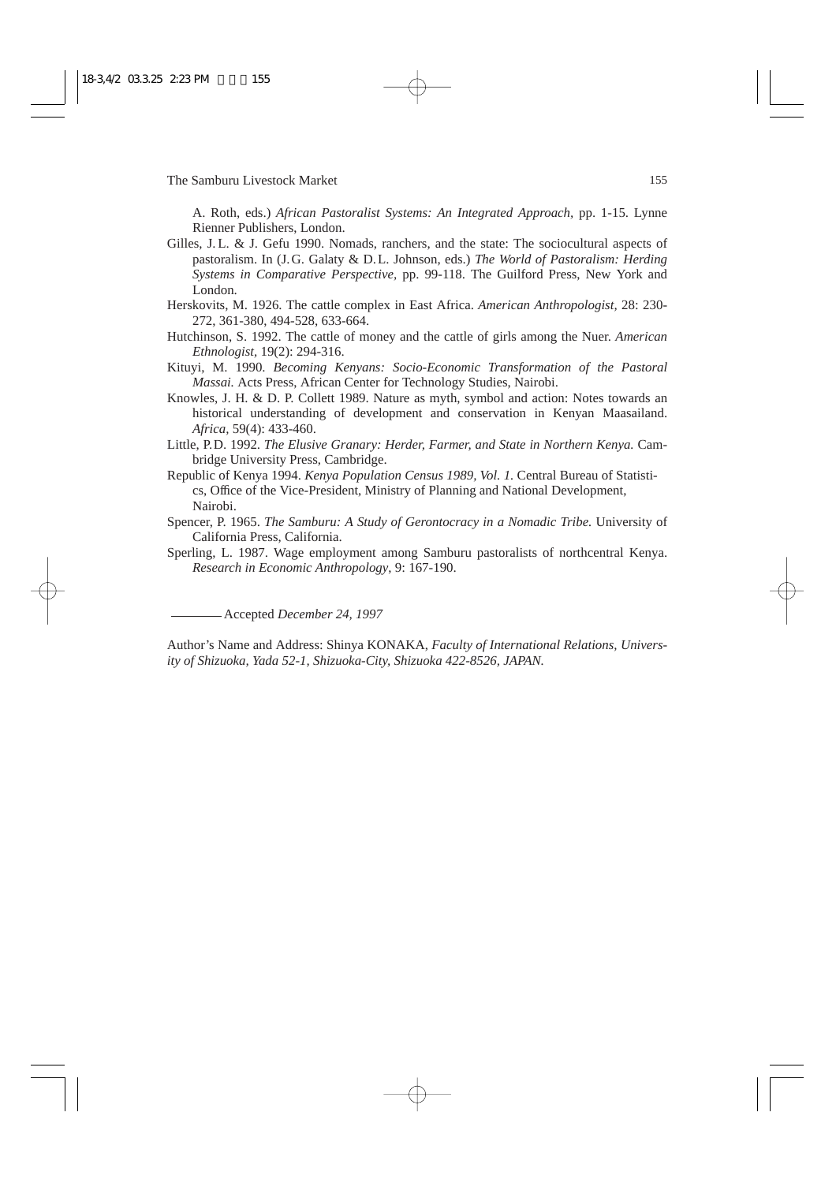A. Roth, eds.) *African Pastoralist Systems: An Integrated Approach,* pp. 1-15. Lynne Rienner Publishers, London.

Gilles, J. L. & J. Gefu 1990. Nomads, ranchers, and the state: The sociocultural aspects of pastoralism. In (J. G. Galaty & D. L. Johnson, eds.) *The World of Pastoralism: Herding Systems in Comparative Perspective,* pp. 99-118. The Guilford Press, New York and London.

Herskovits, M. 1926. The cattle complex in East Africa. *American Anthropologist,* 28: 230-272, 361-380, 494-528, 633-664.

Hutchinson, S. 1992. The cattle of money and the cattle of girls among the Nuer. *American Ethnologist,* 19(2): 294-316.

Kituyi, M. 1990. *Becoming Kenyans: Socio-Economic Transformation of the Pastoral Massai.* Acts Press, African Center for Technology Studies, Nairobi.

Knowles, J. H. & D. P. Collett 1989. Nature as myth, symbol and action: Notes towards an historical understanding of development and conservation in Kenyan Maasailand. *Africa,* 59(4): 433-460.

Little, P. D. 1992. *The Elusive Granary: Herder, Farmer, and State in Northern Kenya.* Cambridge University Press, Cambridge.

Republic of Kenya 1994. *Kenya Population Census 1989, Vol. 1.* Central Bureau of Statistics, Office of the Vice-President, Ministry of Planning and National Development, Nairobi.

Spencer, P. 1965. *The Samburu: A Study of Gerontocracy in a Nomadic Tribe.* University of California Press, California.

Sperling, L. 1987. Wage employment among Samburu pastoralists of northcentral Kenya. *Research in Economic Anthropology,* 9: 167-190.

——— Accepted *December 24, 1997*

Author's Name and Address: Shinya KONAKA, *Faculty of International Relations, University of Shizuoka, Yada 52-1, Shizuoka-City, Shizuoka 422-8526, JAPAN.*